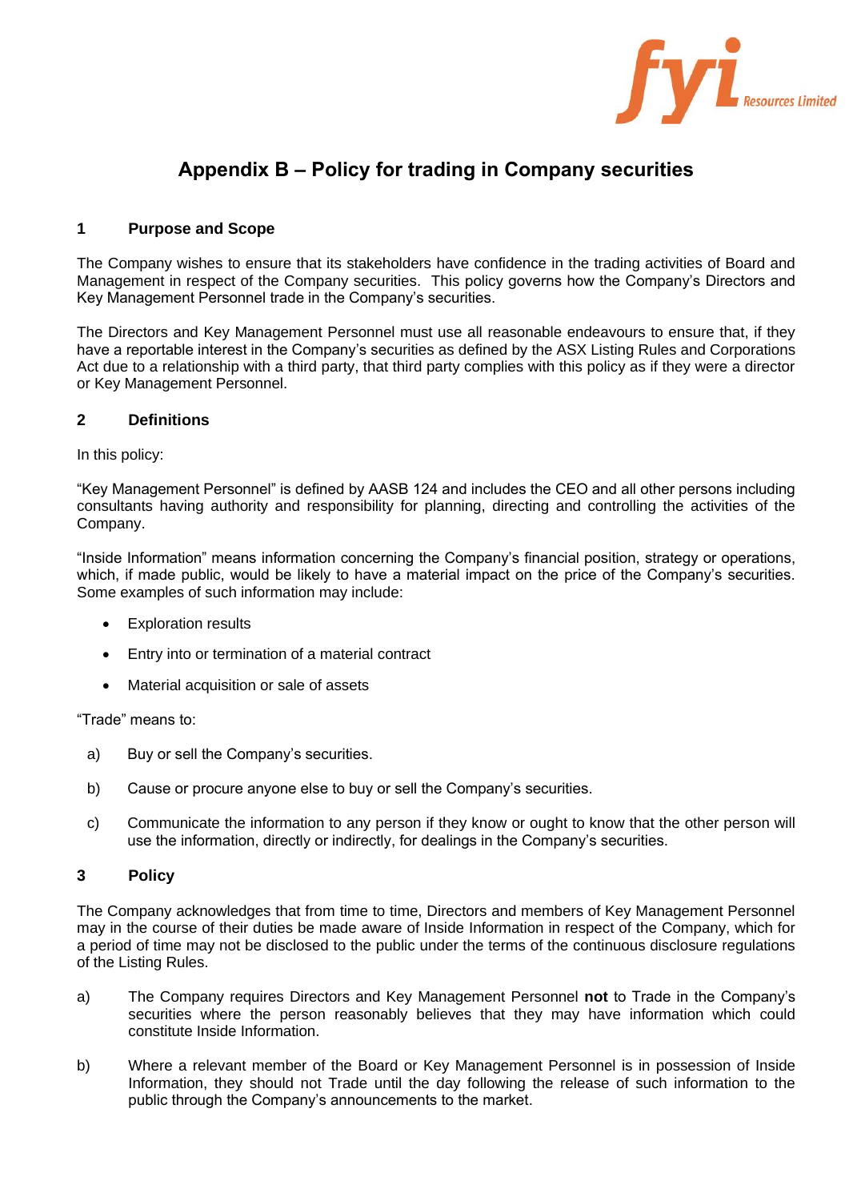# Appendix B – Policy for trading in Company securities

## 1 Purpose and Scope

The Company wishes to ensure that its stakeholders have confidence in the trading activities of Board and Management in respect of the Company securities. This policy governs how the Company's Directors and Key Management Personnel trade in the Company's securities.

The Directors and Key Management Personnel must use all reasonable endeavours to ensure that, if they have a reportable interest in the Company's securities as defined by the ASX Listing Rules and Corporations Act due to a relationship with a third party, that third party complies with this policy as if they were a director or Key Management Personnel.

## 2 Definitions

In this policy:

"Key Management Personnel" is defined by AASB 124 and includes the CEO and all other persons including consultants having authority and responsibility for planning, directing and controlling the activities of the Company.

"Inside Information" means information concerning the Company's financial position, strategy or operations, which, if made public, would be likely to have a material impact on the price of the Company's securities. Some examples of such information may include:

- Exploration results
- Entry into or termination of a material contract
- Material acquisition or sale of assets

"Trade" means to:

a) Buy or sell the Company's securities.

b) Cause or procure anyone else to buy or sell the Company's securities.

c) Communicate the information to any person if they know or ought to know that the other person will use the information, directly or indirectly, for dealings in the Company's securities.

## 3 Policy

The Company acknowledges that from time to time, Directors and members of Key Management Personnel may in the course of their duties be made aware of Inside Information in respect of the Company, which for a period of time may not be disclosed to the public under the terms of the continuous disclosure regulations of the Listing Rules.

a) The Company requires Directors and Key Management Personnel **not** to Trade in the Company's securities where the person reasonably believes that they may have information which could constitute Inside Information.

b) Where a relevant member of the Board or Key Management Personnel is in possession of Inside Information, they should not Trade until the day following the release of such information to the public through the Company's announcements to the market.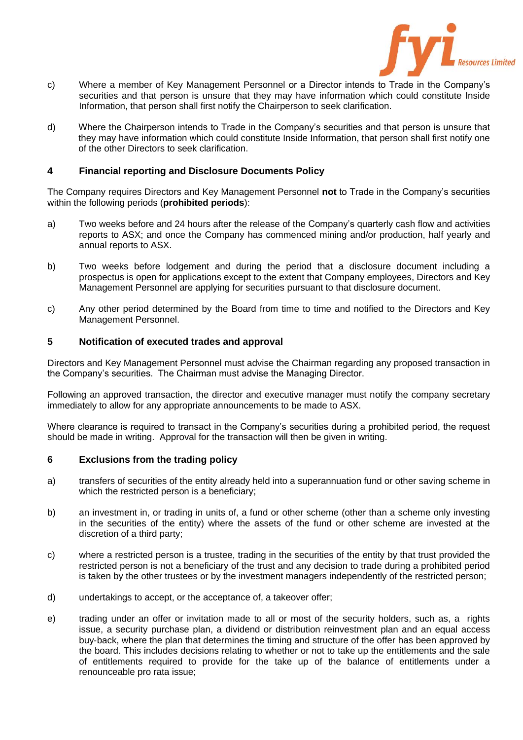c) Where a member of Key Management Personnel or a Director intends to Trade in the Company's securities and that person is unsure that they may have information which could constitute Inside Information, that person shall first notify the Chairperson to seek clarification.

d) Where the Chairperson intends to Trade in the Company's securities and that person is unsure that they may have information which could constitute Inside Information, that person shall first notify one of the other Directors to seek clarification.

## 4 Financial reporting and Disclosure Documents Policy

The Company requires Directors and Key Management Personnel **not** to Trade in the Company's securities within the following periods (**prohibited periods**):

a) Two weeks before and 24 hours after the release of the Company's quarterly cash flow and activities reports to ASX; and once the Company has commenced mining and/or production, half yearly and annual reports to ASX.

b) Two weeks before lodgement and during the period that a disclosure document including a prospectus is open for applications except to the extent that Company employees, Directors and Key Management Personnel are applying for securities pursuant to that disclosure document.

c) Any other period determined by the Board from time to time and notified to the Directors and Key Management Personnel.

## 5 Notification of executed trades and approval

Directors and Key Management Personnel must advise the Chairman regarding any proposed transaction in the Company's securities. The Chairman must advise the Managing Director.

Following an approved transaction, the director and executive manager must notify the company secretary immediately to allow for any appropriate announcements to be made to ASX.

Where clearance is required to transact in the Company's securities during a prohibited period, the request should be made in writing. Approval for the transaction will then be given in writing.

## 6 Exclusions from the trading policy

a) transfers of securities of the entity already held into a superannuation fund or other saving scheme in which the restricted person is a beneficiary;

b) an investment in, or trading in units of, a fund or other scheme (other than a scheme only investing in the securities of the entity) where the assets of the fund or other scheme are invested at the discretion of a third party;

c) where a restricted person is a trustee, trading in the securities of the entity by that trust provided the restricted person is not a beneficiary of the trust and any decision to trade during a prohibited period is taken by the other trustees or by the investment managers independently of the restricted person;

d) undertakings to accept, or the acceptance of, a takeover offer;

e) trading under an offer or invitation made to all or most of the security holders, such as, a rights issue, a security purchase plan, a dividend or distribution reinvestment plan and an equal access buy-back, where the plan that determines the timing and structure of the offer has been approved by the board. This includes decisions relating to whether or not to take up the entitlements and the sale of entitlements required to provide for the take up of the balance of entitlements under a renounceable pro rata issue;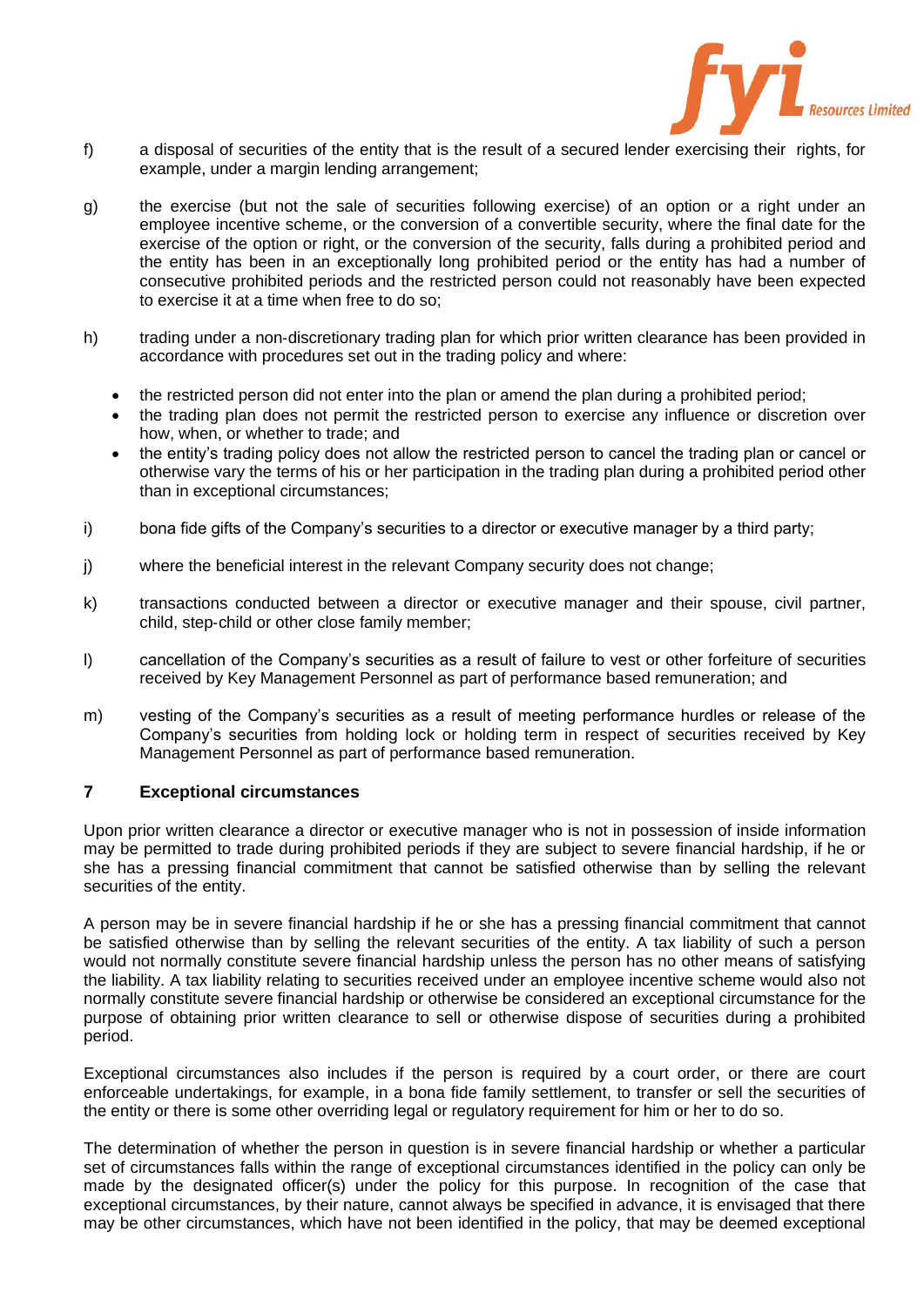f) a disposal of securities of the entity that is the result of a secured lender exercising their rights, for example, under a margin lending arrangement;

g) the exercise (but not the sale of securities following exercise) of an option or a right under an employee incentive scheme, or the conversion of a convertible security, where the final date for the exercise of the option or right, or the conversion of the security, falls during a prohibited period and the entity has been in an exceptionally long prohibited period or the entity has had a number of consecutive prohibited periods and the restricted person could not reasonably have been expected to exercise it at a time when free to do so;

h) trading under a non-discretionary trading plan for which prior written clearance has been provided in accordance with procedures set out in the trading policy and where:

- the restricted person did not enter into the plan or amend the plan during a prohibited period;
- the trading plan does not permit the restricted person to exercise any influence or discretion over how, when, or whether to trade; and
- the entity's trading policy does not allow the restricted person to cancel the trading plan or cancel or otherwise vary the terms of his or her participation in the trading plan during a prohibited period other than in exceptional circumstances;

i) bona fide gifts of the Company's securities to a director or executive manager by a third party;

j) where the beneficial interest in the relevant Company security does not change;

k) transactions conducted between a director or executive manager and their spouse, civil partner, child, step-child or other close family member;

l) cancellation of the Company's securities as a result of failure to vest or other forfeiture of securities received by Key Management Personnel as part of performance based remuneration; and

m) vesting of the Company's securities as a result of meeting performance hurdles or release of the Company's securities from holding lock or holding term in respect of securities received by Key Management Personnel as part of performance based remuneration.

## 7 Exceptional circumstances

Upon prior written clearance a director or executive manager who is not in possession of inside information may be permitted to trade during prohibited periods if they are subject to severe financial hardship, if he or she has a pressing financial commitment that cannot be satisfied otherwise than by selling the relevant securities of the entity.

A person may be in severe financial hardship if he or she has a pressing financial commitment that cannot be satisfied otherwise than by selling the relevant securities of the entity. A tax liability of such a person would not normally constitute severe financial hardship unless the person has no other means of satisfying the liability. A tax liability relating to securities received under an employee incentive scheme would also not normally constitute severe financial hardship or otherwise be considered an exceptional circumstance for the purpose of obtaining prior written clearance to sell or otherwise dispose of securities during a prohibited period.

Exceptional circumstances also includes if the person is required by a court order, or there are court enforceable undertakings, for example, in a bona fide family settlement, to transfer or sell the securities of the entity or there is some other overriding legal or regulatory requirement for him or her to do so.

The determination of whether the person in question is in severe financial hardship or whether a particular set of circumstances falls within the range of exceptional circumstances identified in the policy can only be made by the designated officer(s) under the policy for this purpose. In recognition of the case that exceptional circumstances, by their nature, cannot always be specified in advance, it is envisaged that there may be other circumstances, which have not been identified in the policy, that may be deemed exceptional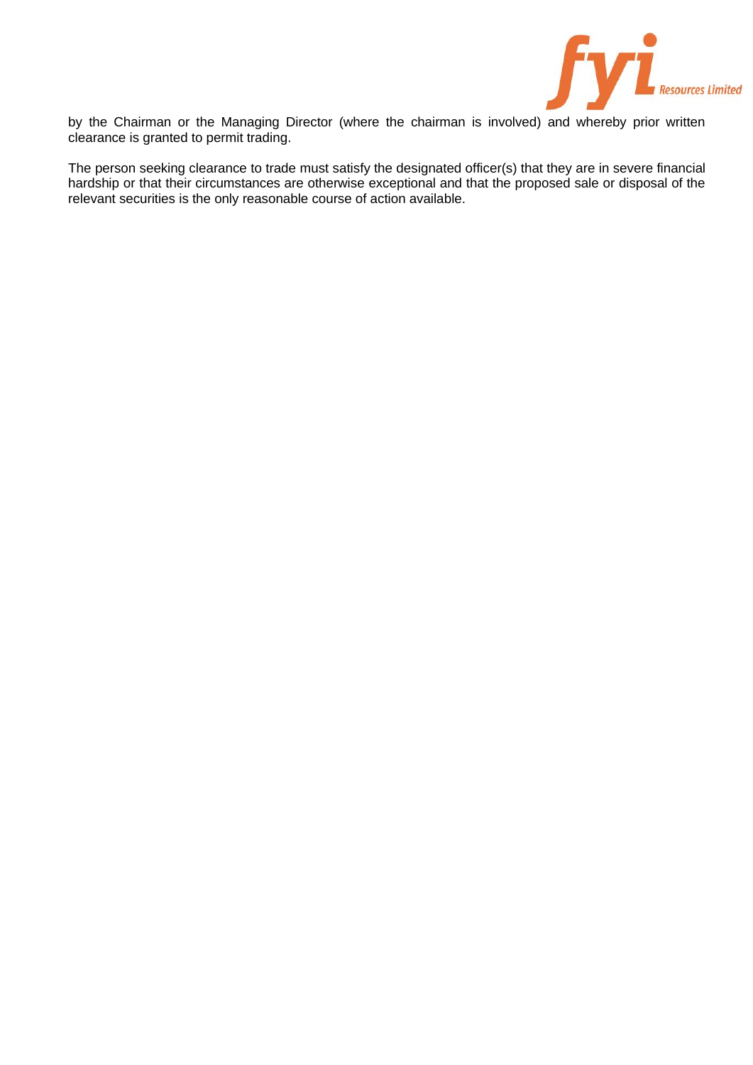by the Chairman or the Managing Director (where the chairman is involved) and whereby prior written clearance is granted to permit trading.

The person seeking clearance to trade must satisfy the designated officer(s) that they are in severe financial hardship or that their circumstances are otherwise exceptional and that the proposed sale or disposal of the relevant securities is the only reasonable course of action available.